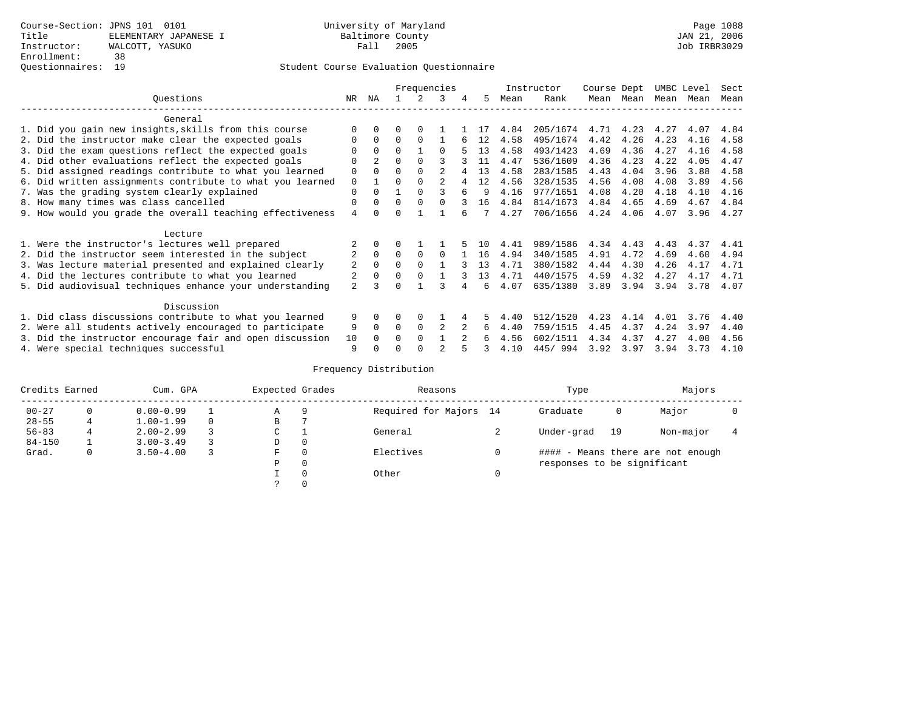Course-Section: JPNS 101 0101
Title: ELEMENTARY JAPANESE I
Instructor: WALCOTT, YASUKO
Enrollment: 38
Questionnaires: 19

University of Maryland
Baltimore County
Fall 2005

JAN 21, 2006
Job IRBR3029

## Student Course Evaluation Questionnaire

| Questions | NR | NA | 1 | 2 | 3 | 4 | 5 | Instructor Mean | Rank | Course Mean | Dept Mean | UMBC Mean | Level Mean | Sect Mean |
|---|---|---|---|---|---|---|---|---|---|---|---|---|---|---|
| **General** | | | | | | | | | | | | | | |
| 1. Did you gain new insights,skills from this course | 0 | 0 | 0 | 0 | 1 | 1 | 17 | 4.84 | 205/1674 | 4.71 | 4.23 | 4.27 | 4.07 | 4.84 |
| 2. Did the instructor make clear the expected goals | 0 | 0 | 0 | 0 | 1 | 6 | 12 | 4.58 | 495/1674 | 4.42 | 4.26 | 4.23 | 4.16 | 4.58 |
| 3. Did the exam questions reflect the expected goals | 0 | 0 | 0 | 1 | 0 | 5 | 13 | 4.58 | 493/1423 | 4.69 | 4.36 | 4.27 | 4.16 | 4.58 |
| 4. Did other evaluations reflect the expected goals | 0 | 2 | 0 | 0 | 3 | 3 | 11 | 4.47 | 536/1609 | 4.36 | 4.23 | 4.22 | 4.05 | 4.47 |
| 5. Did assigned readings contribute to what you learned | 0 | 0 | 0 | 0 | 2 | 4 | 13 | 4.58 | 283/1585 | 4.43 | 4.04 | 3.96 | 3.88 | 4.58 |
| 6. Did written assignments contribute to what you learned | 0 | 1 | 0 | 0 | 2 | 4 | 12 | 4.56 | 328/1535 | 4.56 | 4.08 | 4.08 | 3.89 | 4.56 |
| 7. Was the grading system clearly explained | 0 | 0 | 1 | 0 | 3 | 6 | 9 | 4.16 | 977/1651 | 4.08 | 4.20 | 4.18 | 4.10 | 4.16 |
| 8. How many times was class cancelled | 0 | 0 | 0 | 0 | 0 | 3 | 16 | 4.84 | 814/1673 | 4.84 | 4.65 | 4.69 | 4.67 | 4.84 |
| 9. How would you grade the overall teaching effectiveness | 4 | 0 | 0 | 1 | 1 | 6 | 7 | 4.27 | 706/1656 | 4.24 | 4.06 | 4.07 | 3.96 | 4.27 |
| **Lecture** | | | | | | | | | | | | | | |
| 1. Were the instructor's lectures well prepared | 2 | 0 | 0 | 1 | 1 | 5 | 10 | 4.41 | 989/1586 | 4.34 | 4.43 | 4.43 | 4.37 | 4.41 |
| 2. Did the instructor seem interested in the subject | 2 | 0 | 0 | 0 | 0 | 1 | 16 | 4.94 | 340/1585 | 4.91 | 4.72 | 4.69 | 4.60 | 4.94 |
| 3. Was lecture material presented and explained clearly | 2 | 0 | 0 | 0 | 1 | 3 | 13 | 4.71 | 380/1582 | 4.44 | 4.30 | 4.26 | 4.17 | 4.71 |
| 4. Did the lectures contribute to what you learned | 2 | 0 | 0 | 0 | 1 | 3 | 13 | 4.71 | 440/1575 | 4.59 | 4.32 | 4.27 | 4.17 | 4.71 |
| 5. Did audiovisual techniques enhance your understanding | 2 | 3 | 0 | 1 | 3 | 4 | 6 | 4.07 | 635/1380 | 3.89 | 3.94 | 3.94 | 3.78 | 4.07 |
| **Discussion** | | | | | | | | | | | | | | |
| 1. Did class discussions contribute to what you learned | 9 | 0 | 0 | 0 | 1 | 4 | 5 | 4.40 | 512/1520 | 4.23 | 4.14 | 4.01 | 3.76 | 4.40 |
| 2. Were all students actively encouraged to participate | 9 | 0 | 0 | 0 | 2 | 2 | 6 | 4.40 | 759/1515 | 4.45 | 4.37 | 4.24 | 3.97 | 4.40 |
| 3. Did the instructor encourage fair and open discussion | 10 | 0 | 0 | 0 | 1 | 2 | 6 | 4.56 | 602/1511 | 4.34 | 4.37 | 4.27 | 4.00 | 4.56 |
| 4. Were special techniques successful | 9 | 0 | 0 | 0 | 2 | 5 | 3 | 4.10 | 445/ 994 | 3.92 | 3.97 | 3.94 | 3.73 | 4.10 |

## Frequency Distribution

| Credits Earned | | Cum. GPA | | Expected Grades | | Reasons | | Type | | Majors | |
|---|---|---|---|---|---|---|---|---|---|---|---|
| 00-27 | 0 | 0.00-0.99 | 1 | A | 9 | Required for Majors | 14 | Graduate | 0 | Major | 0 |
| 28-55 | 4 | 1.00-1.99 | 0 | B | 7 | | | | | | |
| 56-83 | 4 | 2.00-2.99 | 3 | C | 1 | General | 2 | Under-grad | 19 | Non-major | 4 |
| 84-150 | 1 | 3.00-3.49 | 3 | D | 0 | | | | | | |
| Grad. | 0 | 3.50-4.00 | 3 | F | 0 | Electives | 0 | | | | |
| | | | | P | 0 | | | | | | |
| | | | | I | 0 | Other | 0 | | | | |
| | | | | ? | 0 | | | | | | |

#### - Means there are not enough responses to be significant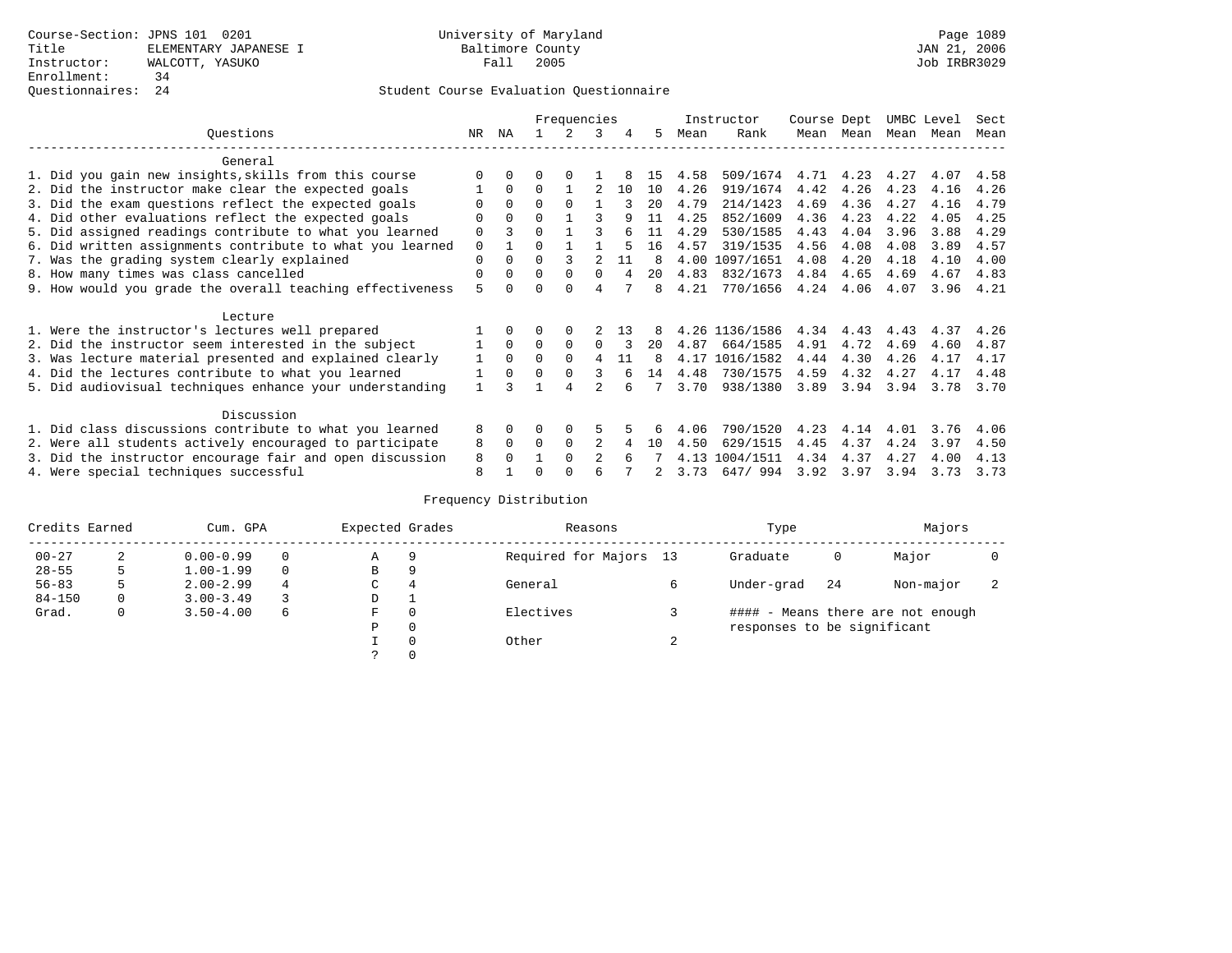Course-Section: JPNS 101 0201
Title: ELEMENTARY JAPANESE I
Instructor: WALCOTT, YASUKO
Enrollment: 34
Questionnaires: 24

University of Maryland
Baltimore County
Fall 2005

Student Course Evaluation Questionnaire

JAN 21, 2006
Job IRBR3029

| Questions | NR | NA | 1 | 2 | 3 | 4 | 5 | Instructor Mean | Instructor Rank | Course Mean | Dept Mean | UMBC Mean | Level Mean | Sect Mean |
|---|---|---|---|---|---|---|---|---|---|---|---|---|---|---|
| **General** | | | | | | | | | | | | | | |
| 1. Did you gain new insights,skills from this course | 0 | 0 | 0 | 0 | 1 | 8 | 15 | 4.58 | 509/1674 | 4.71 | 4.23 | 4.27 | 4.07 | 4.58 |
| 2. Did the instructor make clear the expected goals | 1 | 0 | 0 | 1 | 2 | 10 | 10 | 4.26 | 919/1674 | 4.42 | 4.26 | 4.23 | 4.16 | 4.26 |
| 3. Did the exam questions reflect the expected goals | 0 | 0 | 0 | 0 | 1 | 3 | 20 | 4.79 | 214/1423 | 4.69 | 4.36 | 4.27 | 4.16 | 4.79 |
| 4. Did other evaluations reflect the expected goals | 0 | 0 | 0 | 1 | 3 | 9 | 11 | 4.25 | 852/1609 | 4.36 | 4.23 | 4.22 | 4.05 | 4.25 |
| 5. Did assigned readings contribute to what you learned | 0 | 3 | 0 | 1 | 3 | 6 | 11 | 4.29 | 530/1585 | 4.43 | 4.04 | 3.96 | 3.88 | 4.29 |
| 6. Did written assignments contribute to what you learned | 0 | 1 | 0 | 1 | 1 | 5 | 16 | 4.57 | 319/1535 | 4.56 | 4.08 | 4.08 | 3.89 | 4.57 |
| 7. Was the grading system clearly explained | 0 | 0 | 0 | 3 | 2 | 11 | 8 | 4.00 | 1097/1651 | 4.08 | 4.20 | 4.18 | 4.10 | 4.00 |
| 8. How many times was class cancelled | 0 | 0 | 0 | 0 | 0 | 4 | 20 | 4.83 | 832/1673 | 4.84 | 4.65 | 4.69 | 4.67 | 4.83 |
| 9. How would you grade the overall teaching effectiveness | 5 | 0 | 0 | 0 | 4 | 7 | 8 | 4.21 | 770/1656 | 4.24 | 4.06 | 4.07 | 3.96 | 4.21 |
| **Lecture** | | | | | | | | | | | | | | |
| 1. Were the instructor's lectures well prepared | 1 | 0 | 0 | 0 | 2 | 13 | 8 | 4.26 | 1136/1586 | 4.34 | 4.43 | 4.43 | 4.37 | 4.26 |
| 2. Did the instructor seem interested in the subject | 1 | 0 | 0 | 0 | 0 | 3 | 20 | 4.87 | 664/1585 | 4.91 | 4.72 | 4.69 | 4.60 | 4.87 |
| 3. Was lecture material presented and explained clearly | 1 | 0 | 0 | 0 | 4 | 11 | 8 | 4.17 | 1016/1582 | 4.44 | 4.30 | 4.26 | 4.17 | 4.17 |
| 4. Did the lectures contribute to what you learned | 1 | 0 | 0 | 0 | 3 | 6 | 14 | 4.48 | 730/1575 | 4.59 | 4.32 | 4.27 | 4.17 | 4.48 |
| 5. Did audiovisual techniques enhance your understanding | 1 | 3 | 1 | 4 | 2 | 6 | 7 | 3.70 | 938/1380 | 3.89 | 3.94 | 3.94 | 3.78 | 3.70 |
| **Discussion** | | | | | | | | | | | | | | |
| 1. Did class discussions contribute to what you learned | 8 | 0 | 0 | 0 | 5 | 5 | 6 | 4.06 | 790/1520 | 4.23 | 4.14 | 4.01 | 3.76 | 4.06 |
| 2. Were all students actively encouraged to participate | 8 | 0 | 0 | 0 | 2 | 4 | 10 | 4.50 | 629/1515 | 4.45 | 4.37 | 4.24 | 3.97 | 4.50 |
| 3. Did the instructor encourage fair and open discussion | 8 | 0 | 1 | 0 | 2 | 6 | 7 | 4.13 | 1004/1511 | 4.34 | 4.37 | 4.27 | 4.00 | 4.13 |
| 4. Were special techniques successful | 8 | 1 | 0 | 0 | 6 | 7 | 2 | 3.73 | 647/ 994 | 3.92 | 3.97 | 3.94 | 3.73 | 3.73 |

## Frequency Distribution

| Credits Earned | | Cum. GPA | | Expected Grades | | Reasons | | Type | | Majors | |
|---|---|---|---|---|---|---|---|---|---|---|---|
| 00-27 | 2 | 0.00-0.99 | 0 | A | 9 | Required for Majors | 13 | Graduate | 0 | Major | 0 |
| 28-55 | 5 | 1.00-1.99 | 0 | B | 9 | | | | | | |
| 56-83 | 5 | 2.00-2.99 | 4 | C | 4 | General | 6 | Under-grad | 24 | Non-major | 2 |
| 84-150 | 0 | 3.00-3.49 | 3 | D | 1 | | | | | | |
| Grad. | 0 | 3.50-4.00 | 6 | F | 0 | Electives | 3 | #### - Means there are not enough responses to be significant | | | |
| | | | | P | 0 | | | | | | |
| | | | | I | 0 | Other | 2 | | | | |
| | | | | ? | 0 | | | | | | |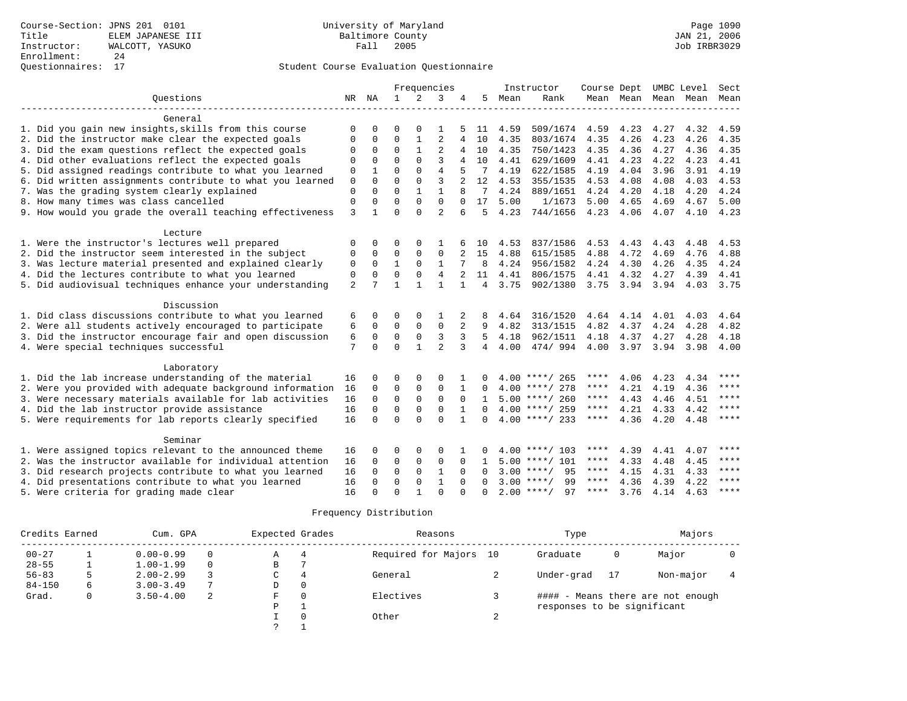Course-Section: JPNS 201 0101
Title: ELEM JAPANESE III
Instructor: WALCOTT, YASUKO
Enrollment: 24
Questionnaires: 17

University of Maryland
Baltimore County
Fall 2005

Page 1090
JAN 21, 2006
Job IRBR3029

## Student Course Evaluation Questionnaire

| Questions | NR | NA | 1 | 2 | 3 | 4 | 5 | Instructor Mean | Instructor Rank | Course Mean | Dept Mean | UMBC Mean | Level Mean | Sect Mean |
|---|---|---|---|---|---|---|---|---|---|---|---|---|---|---|
| **General** | | | | | | | | | | | | | | |
| 1. Did you gain new insights,skills from this course | 0 | 0 | 0 | 0 | 1 | 5 | 11 | 4.59 | 509/1674 | 4.59 | 4.23 | 4.27 | 4.32 | 4.59 |
| 2. Did the instructor make clear the expected goals | 0 | 0 | 0 | 1 | 2 | 4 | 10 | 4.35 | 803/1674 | 4.35 | 4.26 | 4.23 | 4.26 | 4.35 |
| 3. Did the exam questions reflect the expected goals | 0 | 0 | 0 | 1 | 2 | 4 | 10 | 4.35 | 750/1423 | 4.35 | 4.36 | 4.27 | 4.36 | 4.35 |
| 4. Did other evaluations reflect the expected goals | 0 | 0 | 0 | 0 | 3 | 4 | 10 | 4.41 | 629/1609 | 4.41 | 4.23 | 4.22 | 4.23 | 4.41 |
| 5. Did assigned readings contribute to what you learned | 0 | 1 | 0 | 0 | 4 | 5 | 7 | 4.19 | 622/1585 | 4.19 | 4.04 | 3.96 | 3.91 | 4.19 |
| 6. Did written assignments contribute to what you learned | 0 | 0 | 0 | 0 | 3 | 2 | 12 | 4.53 | 355/1535 | 4.53 | 4.08 | 4.08 | 4.03 | 4.53 |
| 7. Was the grading system clearly explained | 0 | 0 | 0 | 1 | 1 | 8 | 7 | 4.24 | 889/1651 | 4.24 | 4.20 | 4.18 | 4.20 | 4.24 |
| 8. How many times was class cancelled | 0 | 0 | 0 | 0 | 0 | 0 | 17 | 5.00 | 1/1673 | 5.00 | 4.65 | 4.69 | 4.67 | 5.00 |
| 9. How would you grade the overall teaching effectiveness | 3 | 1 | 0 | 0 | 2 | 6 | 5 | 4.23 | 744/1656 | 4.23 | 4.06 | 4.07 | 4.10 | 4.23 |
| **Lecture** | | | | | | | | | | | | | | |
| 1. Were the instructor's lectures well prepared | 0 | 0 | 0 | 0 | 1 | 6 | 10 | 4.53 | 837/1586 | 4.53 | 4.43 | 4.43 | 4.48 | 4.53 |
| 2. Did the instructor seem interested in the subject | 0 | 0 | 0 | 0 | 0 | 2 | 15 | 4.88 | 615/1585 | 4.88 | 4.72 | 4.69 | 4.76 | 4.88 |
| 3. Was lecture material presented and explained clearly | 0 | 0 | 1 | 0 | 1 | 7 | 8 | 4.24 | 956/1582 | 4.24 | 4.30 | 4.26 | 4.35 | 4.24 |
| 4. Did the lectures contribute to what you learned | 0 | 0 | 0 | 0 | 4 | 2 | 11 | 4.41 | 806/1575 | 4.41 | 4.32 | 4.27 | 4.39 | 4.41 |
| 5. Did audiovisual techniques enhance your understanding | 2 | 7 | 1 | 1 | 1 | 1 | 4 | 3.75 | 902/1380 | 3.75 | 3.94 | 3.94 | 4.03 | 3.75 |
| **Discussion** | | | | | | | | | | | | | | |
| 1. Did class discussions contribute to what you learned | 6 | 0 | 0 | 0 | 1 | 2 | 8 | 4.64 | 316/1520 | 4.64 | 4.14 | 4.01 | 4.03 | 4.64 |
| 2. Were all students actively encouraged to participate | 6 | 0 | 0 | 0 | 0 | 2 | 9 | 4.82 | 313/1515 | 4.82 | 4.37 | 4.24 | 4.28 | 4.82 |
| 3. Did the instructor encourage fair and open discussion | 6 | 0 | 0 | 0 | 3 | 3 | 5 | 4.18 | 962/1511 | 4.18 | 4.37 | 4.27 | 4.28 | 4.18 |
| 4. Were special techniques successful | 7 | 0 | 0 | 1 | 2 | 3 | 4 | 4.00 | 474/ 994 | 4.00 | 3.97 | 3.94 | 3.98 | 4.00 |
| **Laboratory** | | | | | | | | | | | | | | |
| 1. Did the lab increase understanding of the material | 16 | 0 | 0 | 0 | 0 | 1 | 0 | 4.00 | ****/ 265 | **** | 4.06 | 4.23 | 4.34 | **** |
| 2. Were you provided with adequate background information | 16 | 0 | 0 | 0 | 0 | 1 | 0 | 4.00 | ****/ 278 | **** | 4.21 | 4.19 | 4.36 | **** |
| 3. Were necessary materials available for lab activities | 16 | 0 | 0 | 0 | 0 | 0 | 1 | 5.00 | ****/ 260 | **** | 4.43 | 4.46 | 4.51 | **** |
| 4. Did the lab instructor provide assistance | 16 | 0 | 0 | 0 | 0 | 1 | 0 | 4.00 | ****/ 259 | **** | 4.21 | 4.33 | 4.42 | **** |
| 5. Were requirements for lab reports clearly specified | 16 | 0 | 0 | 0 | 0 | 1 | 0 | 4.00 | ****/ 233 | **** | 4.36 | 4.20 | 4.48 | **** |
| **Seminar** | | | | | | | | | | | | | | |
| 1. Were assigned topics relevant to the announced theme | 16 | 0 | 0 | 0 | 0 | 1 | 0 | 4.00 | ****/ 103 | **** | 4.39 | 4.41 | 4.07 | **** |
| 2. Was the instructor available for individual attention | 16 | 0 | 0 | 0 | 0 | 0 | 1 | 5.00 | ****/ 101 | **** | 4.33 | 4.48 | 4.45 | **** |
| 3. Did research projects contribute to what you learned | 16 | 0 | 0 | 0 | 1 | 0 | 0 | 3.00 | ****/ 95 | **** | 4.15 | 4.31 | 4.33 | **** |
| 4. Did presentations contribute to what you learned | 16 | 0 | 0 | 0 | 1 | 0 | 0 | 3.00 | ****/ 99 | **** | 4.36 | 4.39 | 4.22 | **** |
| 5. Were criteria for grading made clear | 16 | 0 | 0 | 1 | 0 | 0 | 0 | 2.00 | ****/ 97 | **** | 3.76 | 4.14 | 4.63 | **** |

### Frequency Distribution

| Credits Earned | | Cum. GPA | | Expected Grades | | Reasons | | Type | | Majors | |
|---|---|---|---|---|---|---|---|---|---|---|---|
| 00-27 | 1 | 0.00-0.99 | 0 | A | 4 | Required for Majors | 10 | Graduate | 0 | Major | 0 |
| 28-55 | 1 | 1.00-1.99 | 0 | B | 7 | | | | | | |
| 56-83 | 5 | 2.00-2.99 | 3 | C | 4 | General | 2 | Under-grad | 17 | Non-major | 4 |
| 84-150 | 6 | 3.00-3.49 | 7 | D | 0 | | | | | | |
| Grad. | 0 | 3.50-4.00 | 2 | F | 0 | Electives | 3 | | | | |
| | | | | P | 1 | | | | | | |
| | | | | I | 0 | Other | 2 | | | | |
| | | | | ? | 1 | | | | | | |

#### - Means there are not enough responses to be significant